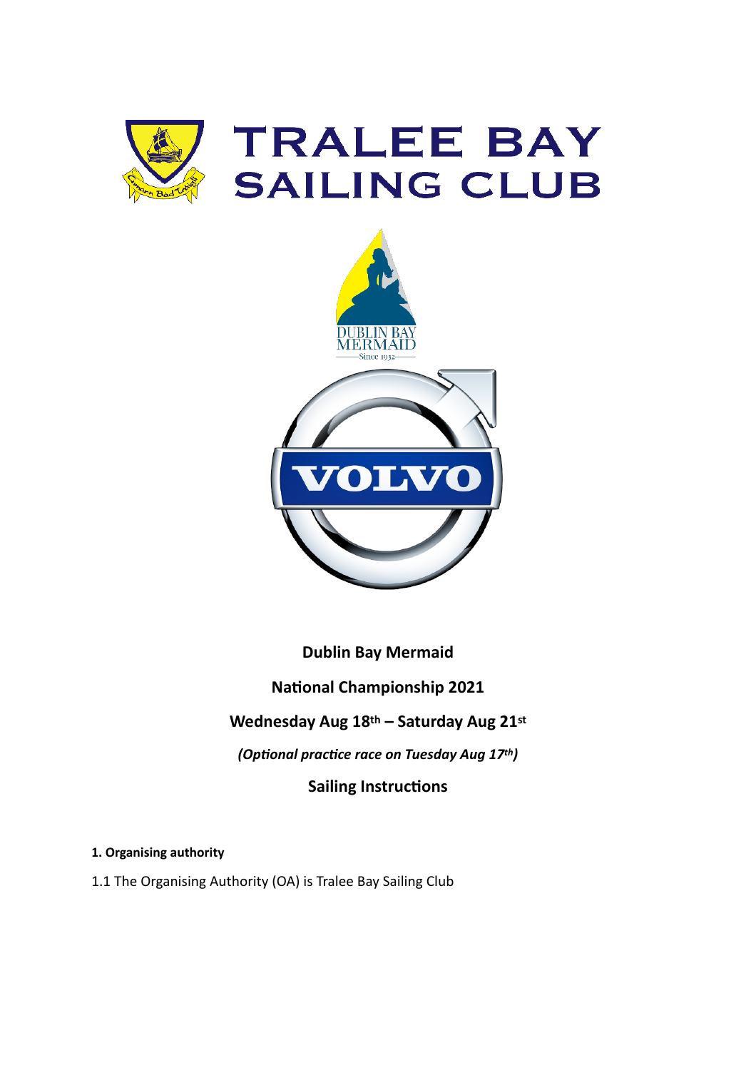# TRALEE BAY SAILING CLUB

**Dublin Bay Mermaid**

**National Championship 2021**

**Wednesday Aug 18th – Saturday Aug 21st**

***(Optional practice race on Tuesday Aug 17th)***

**Sailing Instructions**

**1. Organising authority**

1.1 The Organising Authority (OA) is Tralee Bay Sailing Club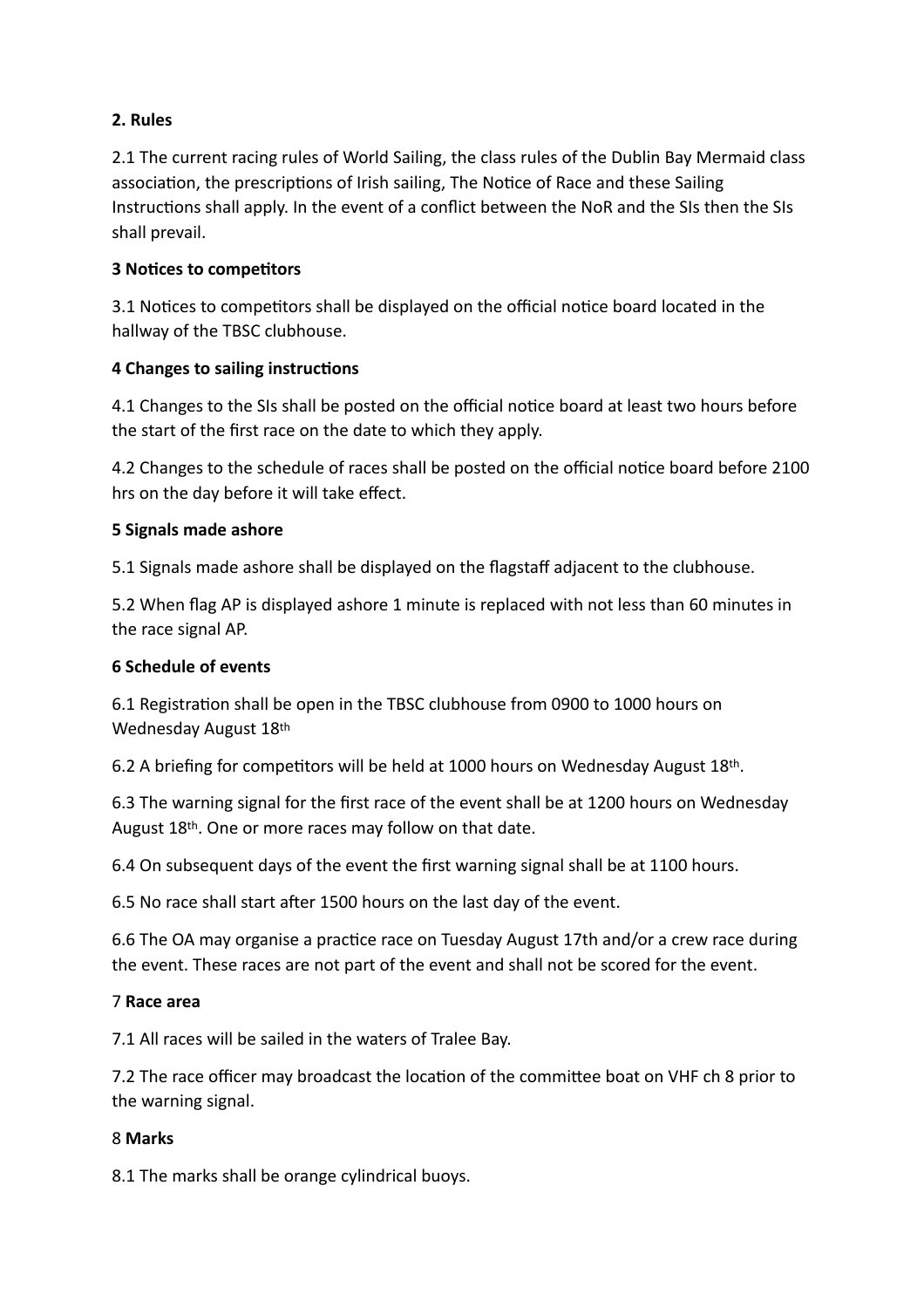**2. Rules**

2.1 The current racing rules of World Sailing, the class rules of the Dublin Bay Mermaid class association, the prescriptions of Irish sailing, The Notice of Race and these Sailing Instructions shall apply. In the event of a conflict between the NoR and the SIs then the SIs shall prevail.

**3 Notices to competitors**

3.1 Notices to competitors shall be displayed on the official notice board located in the hallway of the TBSC clubhouse.

**4 Changes to sailing instructions**

4.1 Changes to the SIs shall be posted on the official notice board at least two hours before the start of the first race on the date to which they apply.

4.2 Changes to the schedule of races shall be posted on the official notice board before 2100 hrs on the day before it will take effect.

**5 Signals made ashore**

5.1 Signals made ashore shall be displayed on the flagstaff adjacent to the clubhouse.

5.2 When flag AP is displayed ashore 1 minute is replaced with not less than 60 minutes in the race signal AP.

**6 Schedule of events**

6.1 Registration shall be open in the TBSC clubhouse from 0900 to 1000 hours on Wednesday August 18th

6.2 A briefing for competitors will be held at 1000 hours on Wednesday August 18th.

6.3 The warning signal for the first race of the event shall be at 1200 hours on Wednesday August 18th. One or more races may follow on that date.

6.4 On subsequent days of the event the first warning signal shall be at 1100 hours.

6.5 No race shall start after 1500 hours on the last day of the event.

6.6 The OA may organise a practice race on Tuesday August 17th and/or a crew race during the event. These races are not part of the event and shall not be scored for the event.

7 **Race area**

7.1 All races will be sailed in the waters of Tralee Bay.

7.2 The race officer may broadcast the location of the committee boat on VHF ch 8 prior to the warning signal.

8 **Marks**

8.1 The marks shall be orange cylindrical buoys.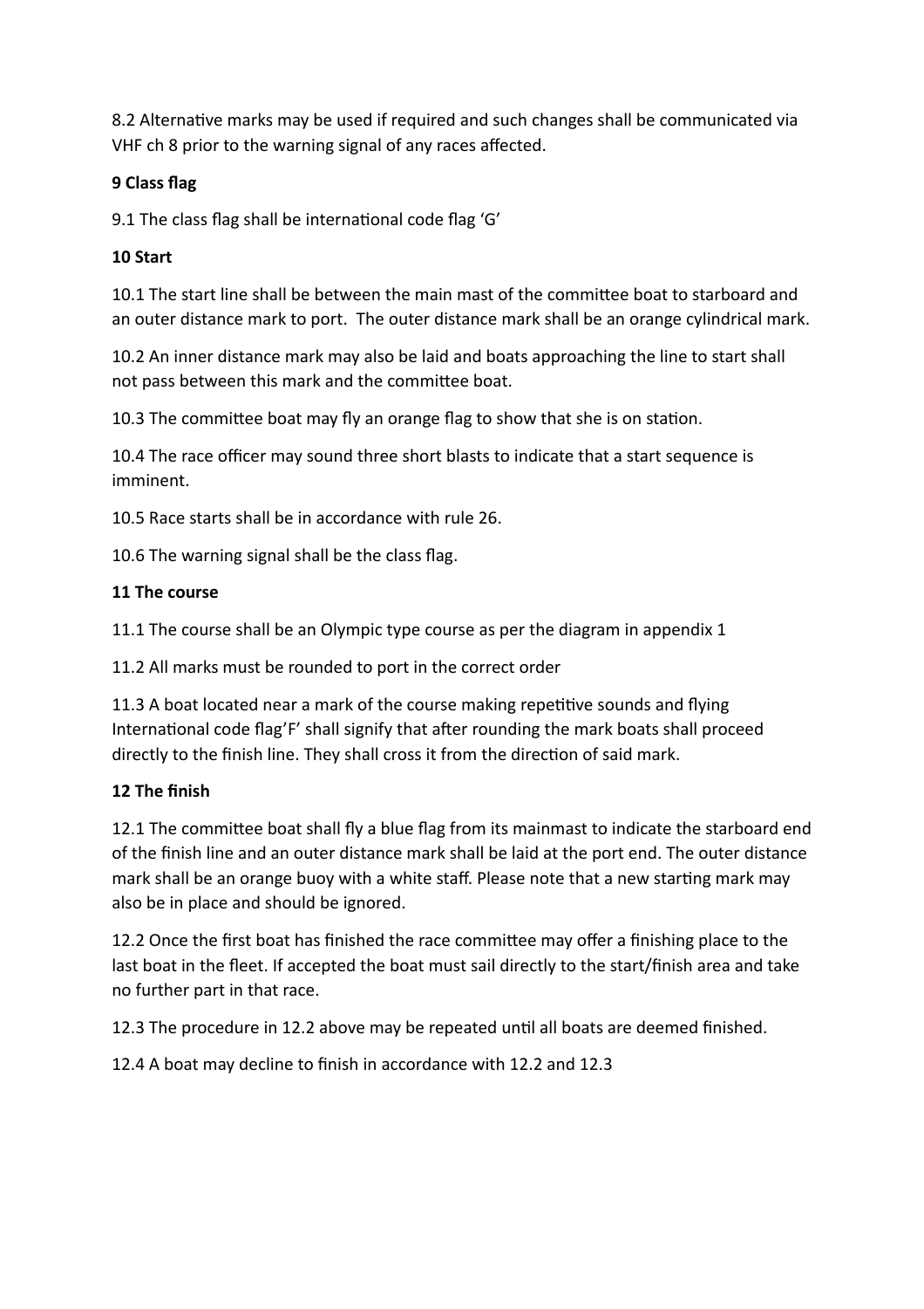8.2 Alternative marks may be used if required and such changes shall be communicated via VHF ch 8 prior to the warning signal of any races affected.

**9 Class flag**

9.1 The class flag shall be international code flag 'G'

**10 Start**

10.1 The start line shall be between the main mast of the committee boat to starboard and an outer distance mark to port. The outer distance mark shall be an orange cylindrical mark.

10.2 An inner distance mark may also be laid and boats approaching the line to start shall not pass between this mark and the committee boat.

10.3 The committee boat may fly an orange flag to show that she is on station.

10.4 The race officer may sound three short blasts to indicate that a start sequence is imminent.

10.5 Race starts shall be in accordance with rule 26.

10.6 The warning signal shall be the class flag.

**11 The course**

11.1 The course shall be an Olympic type course as per the diagram in appendix 1

11.2 All marks must be rounded to port in the correct order

11.3 A boat located near a mark of the course making repetitive sounds and flying International code flag'F' shall signify that after rounding the mark boats shall proceed directly to the finish line. They shall cross it from the direction of said mark.

**12 The finish**

12.1 The committee boat shall fly a blue flag from its mainmast to indicate the starboard end of the finish line and an outer distance mark shall be laid at the port end. The outer distance mark shall be an orange buoy with a white staff. Please note that a new starting mark may also be in place and should be ignored.

12.2 Once the first boat has finished the race committee may offer a finishing place to the last boat in the fleet. If accepted the boat must sail directly to the start/finish area and take no further part in that race.

12.3 The procedure in 12.2 above may be repeated until all boats are deemed finished.

12.4 A boat may decline to finish in accordance with 12.2 and 12.3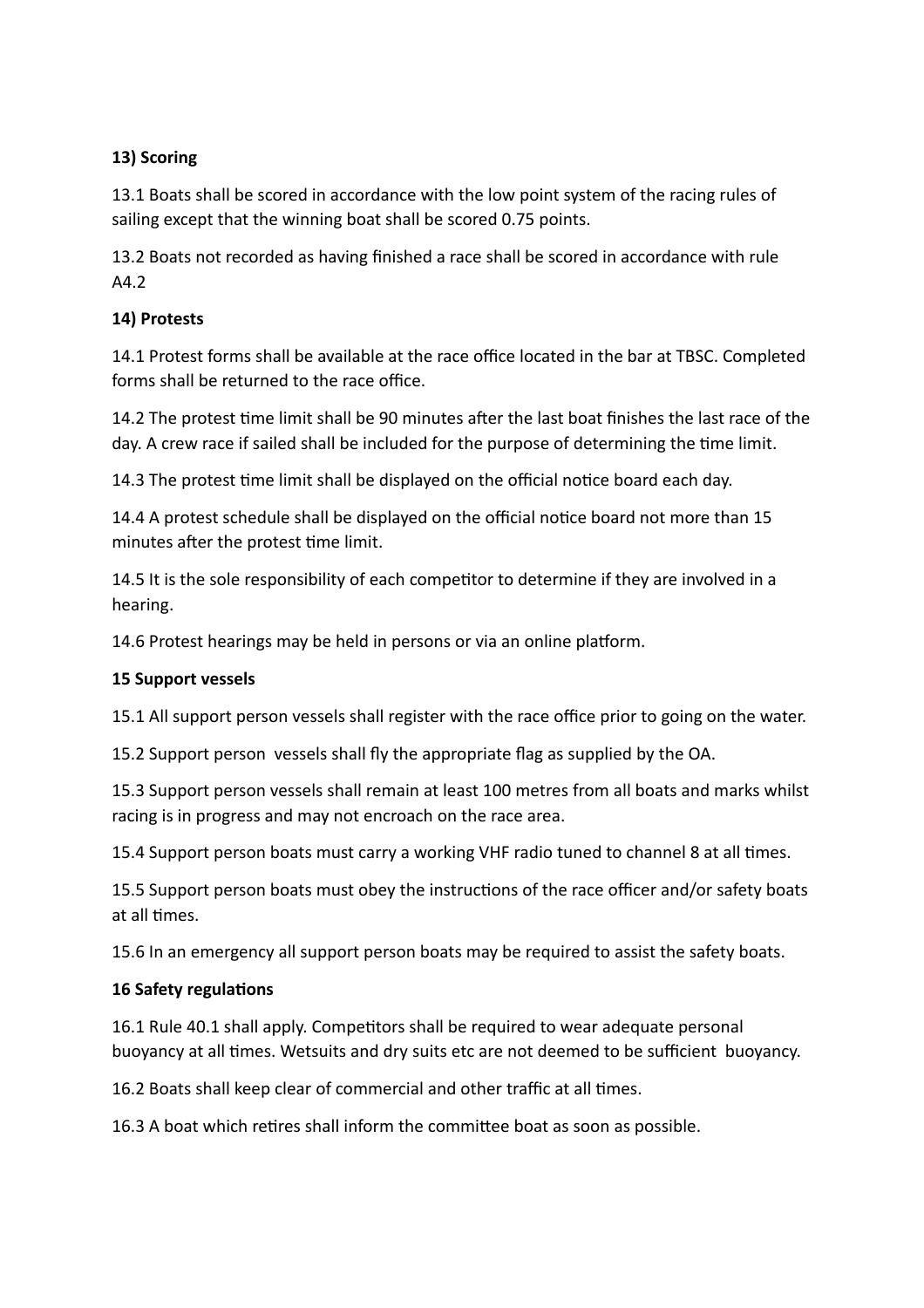**13) Scoring**

13.1 Boats shall be scored in accordance with the low point system of the racing rules of sailing except that the winning boat shall be scored 0.75 points.

13.2 Boats not recorded as having finished a race shall be scored in accordance with rule A4.2

**14) Protests**

14.1 Protest forms shall be available at the race office located in the bar at TBSC. Completed forms shall be returned to the race office.

14.2 The protest time limit shall be 90 minutes after the last boat finishes the last race of the day. A crew race if sailed shall be included for the purpose of determining the time limit.

14.3 The protest time limit shall be displayed on the official notice board each day.

14.4 A protest schedule shall be displayed on the official notice board not more than 15 minutes after the protest time limit.

14.5 It is the sole responsibility of each competitor to determine if they are involved in a hearing.

14.6 Protest hearings may be held in persons or via an online platform.

**15 Support vessels**

15.1 All support person vessels shall register with the race office prior to going on the water.

15.2 Support person vessels shall fly the appropriate flag as supplied by the OA.

15.3 Support person vessels shall remain at least 100 metres from all boats and marks whilst racing is in progress and may not encroach on the race area.

15.4 Support person boats must carry a working VHF radio tuned to channel 8 at all times.

15.5 Support person boats must obey the instructions of the race officer and/or safety boats at all times.

15.6 In an emergency all support person boats may be required to assist the safety boats.

**16 Safety regulations**

16.1 Rule 40.1 shall apply. Competitors shall be required to wear adequate personal buoyancy at all times. Wetsuits and dry suits etc are not deemed to be sufficient buoyancy.

16.2 Boats shall keep clear of commercial and other traffic at all times.

16.3 A boat which retires shall inform the committee boat as soon as possible.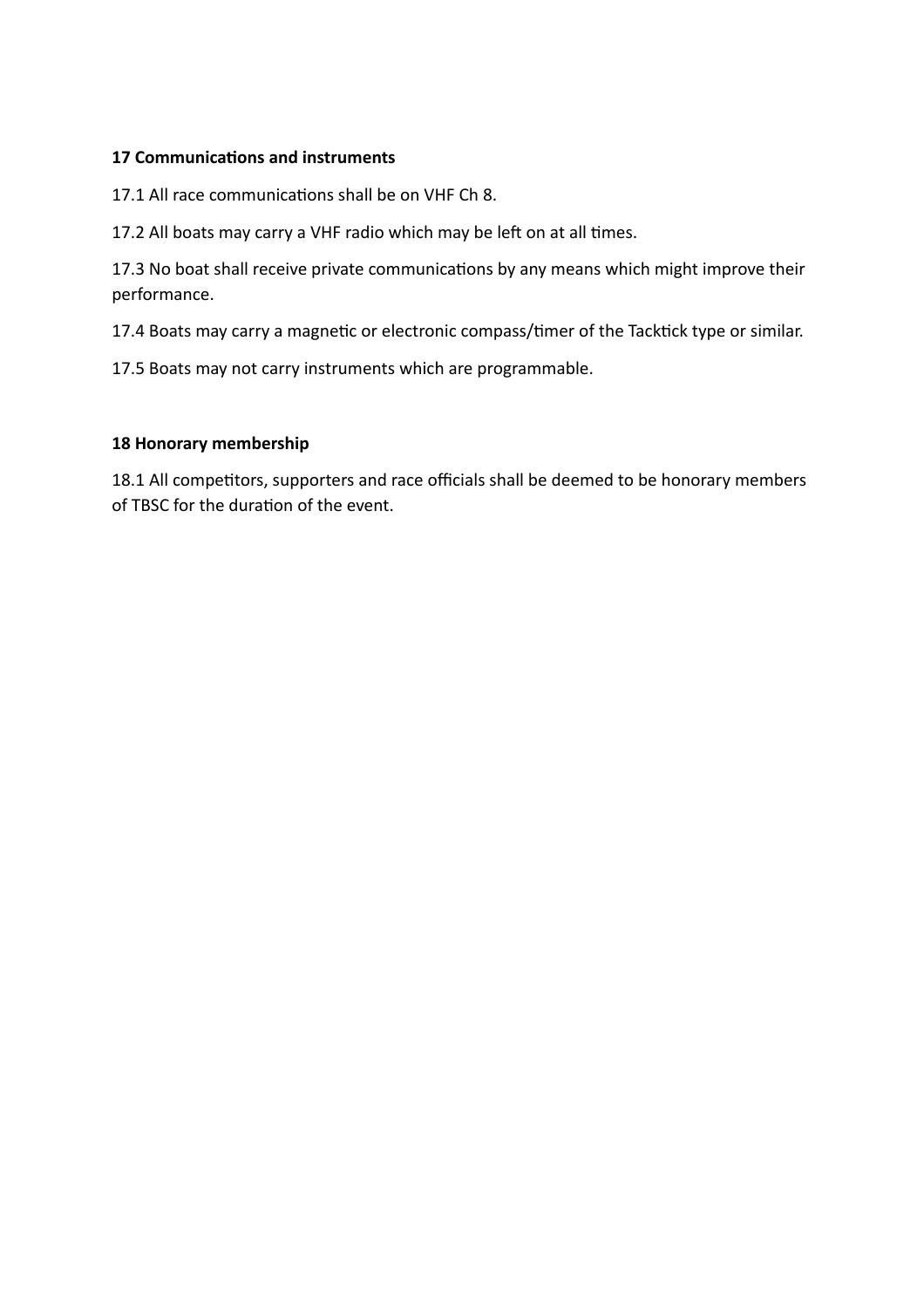## 17 Communications and instruments

17.1 All race communications shall be on VHF Ch 8.

17.2 All boats may carry a VHF radio which may be left on at all times.

17.3 No boat shall receive private communications by any means which might improve their performance.

17.4 Boats may carry a magnetic or electronic compass/timer of the Tacktick type or similar.

17.5 Boats may not carry instruments which are programmable.

## 18 Honorary membership

18.1 All competitors, supporters and race officials shall be deemed to be honorary members of TBSC for the duration of the event.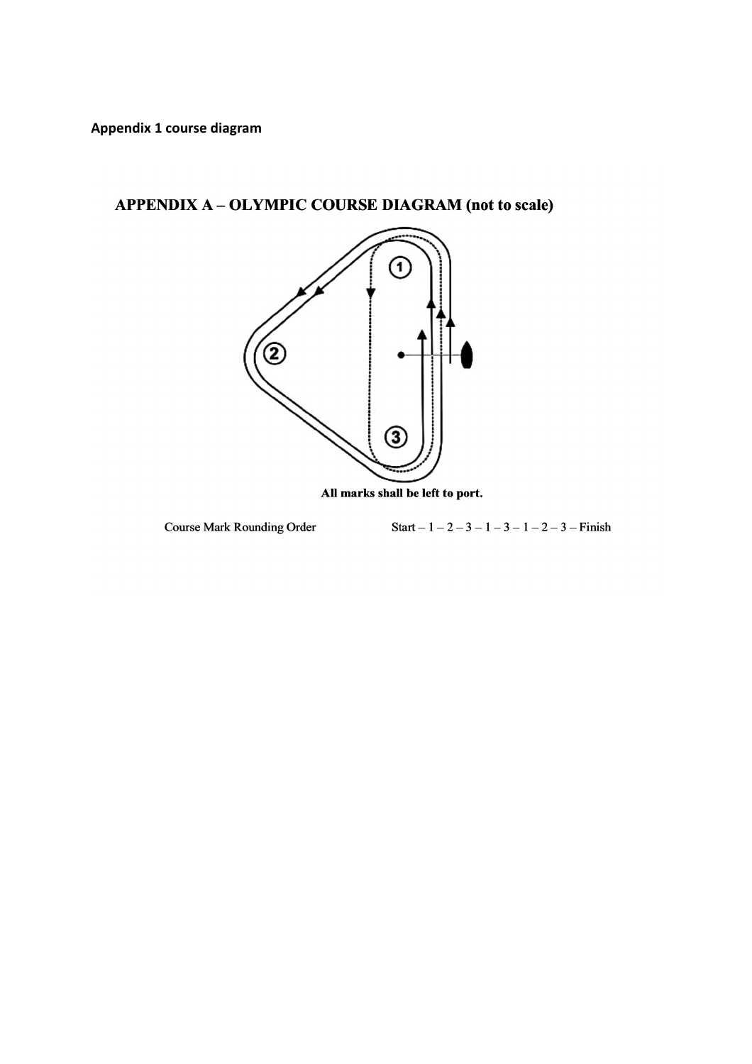**Appendix 1 course diagram**

## APPENDIX A – OLYMPIC COURSE DIAGRAM (not to scale)

1

2

3

**All marks shall be left to port.**

Course Mark Rounding Order Start – 1 – 2 – 3 – 1 – 3 – 1 – 2 – 3 – Finish